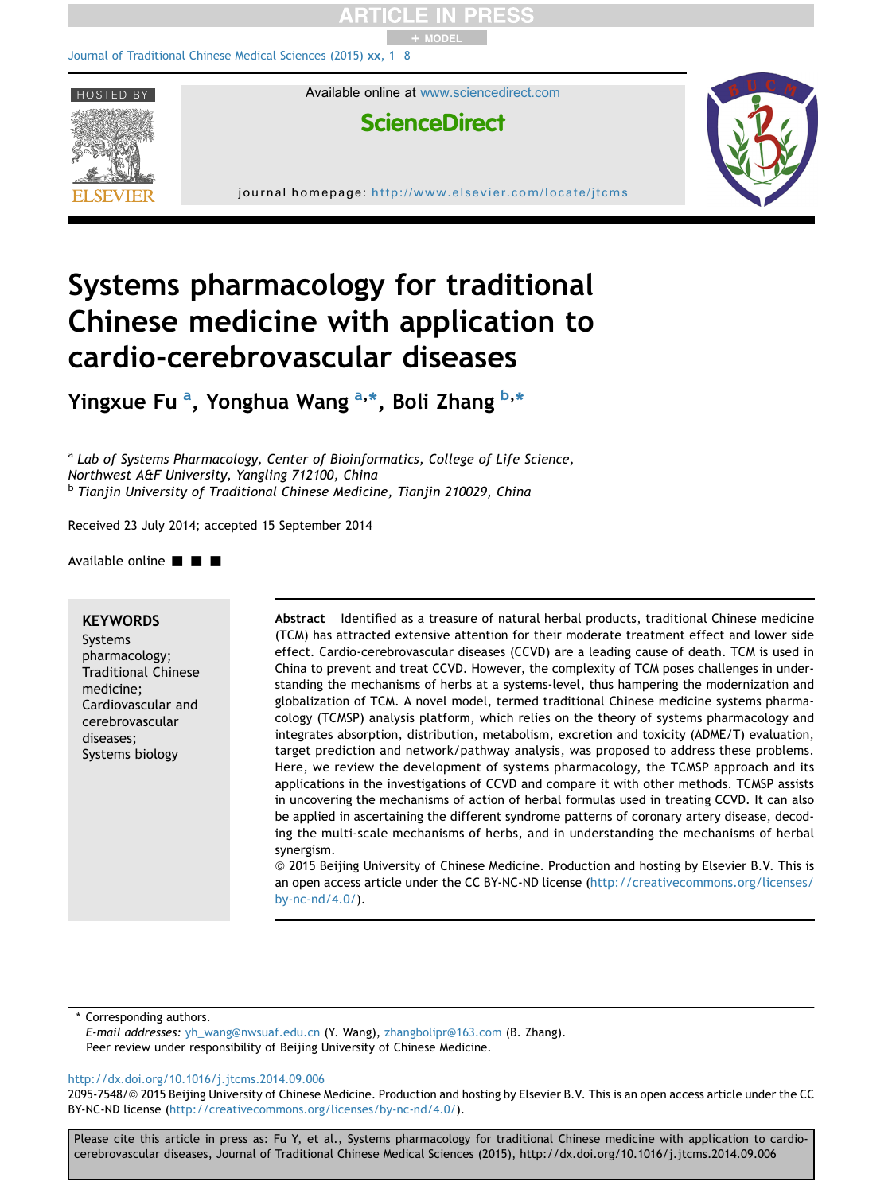# Systems pharmacology for traditional Chinese medicine with application to cardio-cerebrovascular diseases

**Yingxue Fu [a], Yonghua Wang [a,*], Boli Zhang [b,*]**

[a] *Lab of Systems Pharmacology, Center of Bioinformatics, College of Life Science, Northwest A&F University, Yangling 712100, China*
[b] *Tianjin University of Traditional Chinese Medicine, Tianjin 210029, China*

Received 23 July 2014; accepted 15 September 2014

Available online ■ ■ ■

**KEYWORDS**
Systems pharmacology;
Traditional Chinese medicine;
Cardiovascular and cerebrovascular diseases;
Systems biology

**Abstract** Identified as a treasure of natural herbal products, traditional Chinese medicine (TCM) has attracted extensive attention for their moderate treatment effect and lower side effect. Cardio-cerebrovascular diseases (CCVD) are a leading cause of death. TCM is used in China to prevent and treat CCVD. However, the complexity of TCM poses challenges in understanding the mechanisms of herbs at a systems-level, thus hampering the modernization and globalization of TCM. A novel model, termed traditional Chinese medicine systems pharmacology (TCMSP) analysis platform, which relies on the theory of systems pharmacology and integrates absorption, distribution, metabolism, excretion and toxicity (ADME/T) evaluation, target prediction and network/pathway analysis, was proposed to address these problems. Here, we review the development of systems pharmacology, the TCMSP approach and its applications in the investigations of CCVD and compare it with other methods. TCMSP assists in uncovering the mechanisms of action of herbal formulas used in treating CCVD. It can also be applied in ascertaining the different syndrome patterns of coronary artery disease, decoding the multi-scale mechanisms of herbs, and in understanding the mechanisms of herbal synergism.
© 2015 Beijing University of Chinese Medicine. Production and hosting by Elsevier B.V. This is an open access article under the CC BY-NC-ND license (http://creativecommons.org/licenses/by-nc-nd/4.0/).

\* Corresponding authors.
*E-mail addresses:* yh_wang@nwsuaf.edu.cn (Y. Wang), zhangbolipr@163.com (B. Zhang).
Peer review under responsibility of Beijing University of Chinese Medicine.

http://dx.doi.org/10.1016/j.jtcms.2014.09.006
2095-7548/© 2015 Beijing University of Chinese Medicine. Production and hosting by Elsevier B.V. This is an open access article under the CC BY-NC-ND license (http://creativecommons.org/licenses/by-nc-nd/4.0/).

Please cite this article in press as: Fu Y, et al., Systems pharmacology for traditional Chinese medicine with application to cardio-cerebrovascular diseases, Journal of Traditional Chinese Medical Sciences (2015), http://dx.doi.org/10.1016/j.jtcms.2014.09.006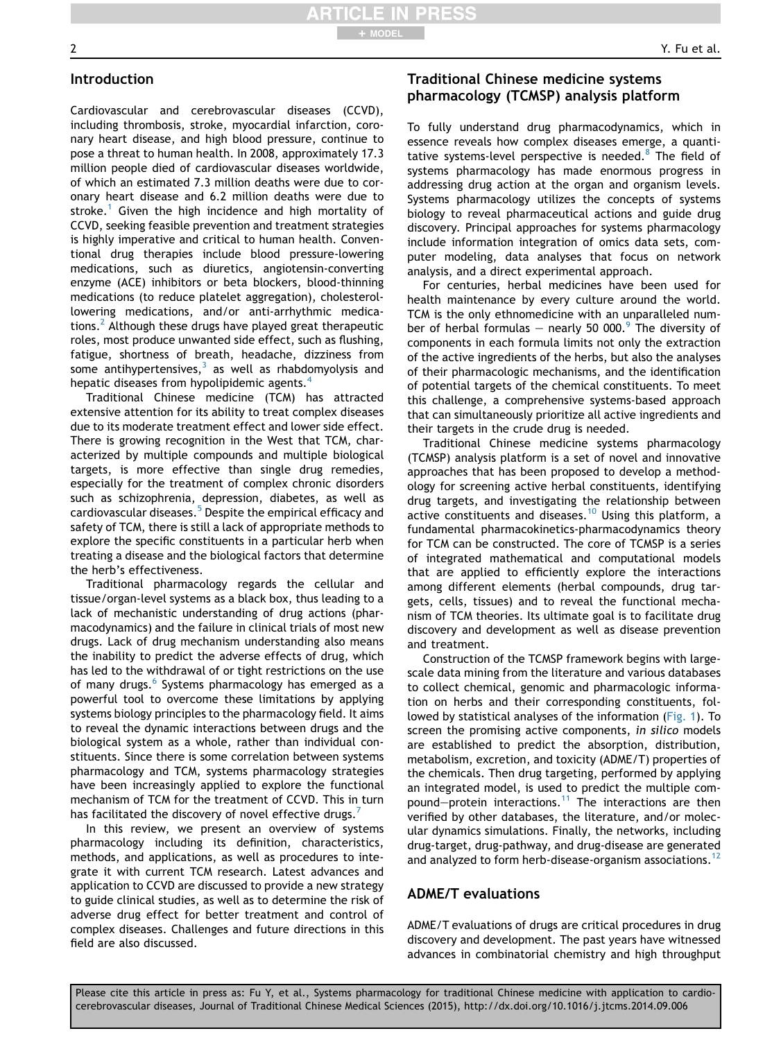## Introduction

Cardiovascular and cerebrovascular diseases (CCVD), including thrombosis, stroke, myocardial infarction, coronary heart disease, and high blood pressure, continue to pose a threat to human health. In 2008, approximately 17.3 million people died of cardiovascular diseases worldwide, of which an estimated 7.3 million deaths were due to coronary heart disease and 6.2 million deaths were due to stroke.[1] Given the high incidence and high mortality of CCVD, seeking feasible prevention and treatment strategies is highly imperative and critical to human health. Conventional drug therapies include blood pressure-lowering medications, such as diuretics, angiotensin-converting enzyme (ACE) inhibitors or beta blockers, blood-thinning medications (to reduce platelet aggregation), cholesterol-lowering medications, and/or anti-arrhythmic medications.[2] Although these drugs have played great therapeutic roles, most produce unwanted side effect, such as flushing, fatigue, shortness of breath, headache, dizziness from some antihypertensives,[3] as well as rhabdomyolysis and hepatic diseases from hypolipidemic agents.[4]

Traditional Chinese medicine (TCM) has attracted extensive attention for its ability to treat complex diseases due to its moderate treatment effect and lower side effect. There is growing recognition in the West that TCM, characterized by multiple compounds and multiple biological targets, is more effective than single drug remedies, especially for the treatment of complex chronic disorders such as schizophrenia, depression, diabetes, as well as cardiovascular diseases.[5] Despite the empirical efficacy and safety of TCM, there is still a lack of appropriate methods to explore the specific constituents in a particular herb when treating a disease and the biological factors that determine the herb's effectiveness.

Traditional pharmacology regards the cellular and tissue/organ-level systems as a black box, thus leading to a lack of mechanistic understanding of drug actions (pharmacodynamics) and the failure in clinical trials of most new drugs. Lack of drug mechanism understanding also means the inability to predict the adverse effects of drug, which has led to the withdrawal of or tight restrictions on the use of many drugs.[6] Systems pharmacology has emerged as a powerful tool to overcome these limitations by applying systems biology principles to the pharmacology field. It aims to reveal the dynamic interactions between drugs and the biological system as a whole, rather than individual constituents. Since there is some correlation between systems pharmacology and TCM, systems pharmacology strategies have been increasingly applied to explore the functional mechanism of TCM for the treatment of CCVD. This in turn has facilitated the discovery of novel effective drugs.[7]

In this review, we present an overview of systems pharmacology including its definition, characteristics, methods, and applications, as well as procedures to integrate it with current TCM research. Latest advances and application to CCVD are discussed to provide a new strategy to guide clinical studies, as well as to determine the risk of adverse drug effect for better treatment and control of complex diseases. Challenges and future directions in this field are also discussed.

## Traditional Chinese medicine systems pharmacology (TCMSP) analysis platform

To fully understand drug pharmacodynamics, which in essence reveals how complex diseases emerge, a quantitative systems-level perspective is needed.[8] The field of systems pharmacology has made enormous progress in addressing drug action at the organ and organism levels. Systems pharmacology utilizes the concepts of systems biology to reveal pharmaceutical actions and guide drug discovery. Principal approaches for systems pharmacology include information integration of omics data sets, computer modeling, data analyses that focus on network analysis, and a direct experimental approach.

For centuries, herbal medicines have been used for health maintenance by every culture around the world. TCM is the only ethnomedicine with an unparalleled number of herbal formulas — nearly 50 000.[9] The diversity of components in each formula limits not only the extraction of the active ingredients of the herbs, but also the analyses of their pharmacologic mechanisms, and the identification of potential targets of the chemical constituents. To meet this challenge, a comprehensive systems-based approach that can simultaneously prioritize all active ingredients and their targets in the crude drug is needed.

Traditional Chinese medicine systems pharmacology (TCMSP) analysis platform is a set of novel and innovative approaches that has been proposed to develop a methodology for screening active herbal constituents, identifying drug targets, and investigating the relationship between active constituents and diseases.[10] Using this platform, a fundamental pharmacokinetics-pharmacodynamics theory for TCM can be constructed. The core of TCMSP is a series of integrated mathematical and computational models that are applied to efficiently explore the interactions among different elements (herbal compounds, drug targets, cells, tissues) and to reveal the functional mechanism of TCM theories. Its ultimate goal is to facilitate drug discovery and development as well as disease prevention and treatment.

Construction of the TCMSP framework begins with large-scale data mining from the literature and various databases to collect chemical, genomic and pharmacologic information on herbs and their corresponding constituents, followed by statistical analyses of the information (Fig. 1). To screen the promising active components, *in silico* models are established to predict the absorption, distribution, metabolism, excretion, and toxicity (ADME/T) properties of the chemicals. Then drug targeting, performed by applying an integrated model, is used to predict the multiple compound–protein interactions.[11] The interactions are then verified by other databases, the literature, and/or molecular dynamics simulations. Finally, the networks, including drug-target, drug-pathway, and drug-disease are generated and analyzed to form herb-disease-organism associations.[12]

## ADME/T evaluations

ADME/T evaluations of drugs are critical procedures in drug discovery and development. The past years have witnessed advances in combinatorial chemistry and high throughput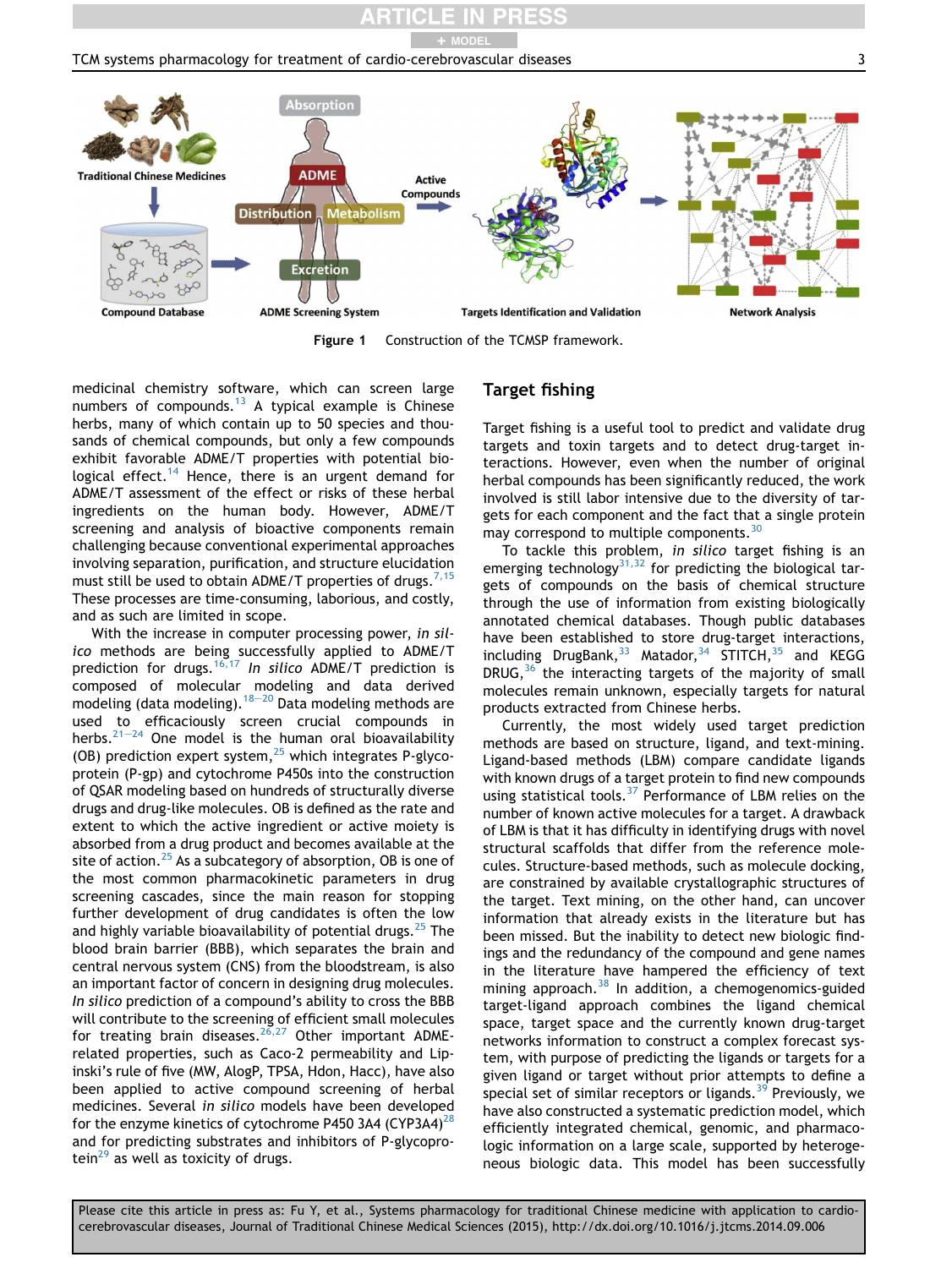Figure 1 Construction of the TCMSP framework.

medicinal chemistry software, which can screen large numbers of compounds.[13] A typical example is Chinese herbs, many of which contain up to 50 species and thousands of chemical compounds, but only a few compounds exhibit favorable ADME/T properties with potential biological effect.[14] Hence, there is an urgent demand for ADME/T assessment of the effect or risks of these herbal ingredients on the human body. However, ADME/T screening and analysis of bioactive components remain challenging because conventional experimental approaches involving separation, purification, and structure elucidation must still be used to obtain ADME/T properties of drugs.[7,15] These processes are time-consuming, laborious, and costly, and as such are limited in scope.

With the increase in computer processing power, *in silico* methods are being successfully applied to ADME/T prediction for drugs.[16,17] *In silico* ADME/T prediction is composed of molecular modeling and data derived modeling (data modeling).[18–20] Data modeling methods are used to efficaciously screen crucial compounds in herbs.[21–24] One model is the human oral bioavailability (OB) prediction expert system,[25] which integrates P-glycoprotein (P-gp) and cytochrome P450s into the construction of QSAR modeling based on hundreds of structurally diverse drugs and drug-like molecules. OB is defined as the rate and extent to which the active ingredient or active moiety is absorbed from a drug product and becomes available at the site of action.[25] As a subcategory of absorption, OB is one of the most common pharmacokinetic parameters in drug screening cascades, since the main reason for stopping further development of drug candidates is often the low and highly variable bioavailability of potential drugs.[25] The blood brain barrier (BBB), which separates the brain and central nervous system (CNS) from the bloodstream, is also an important factor of concern in designing drug molecules. *In silico* prediction of a compound's ability to cross the BBB will contribute to the screening of efficient small molecules for treating brain diseases.[26,27] Other important ADME-related properties, such as Caco-2 permeability and Lipinski's rule of five (MW, AlogP, TPSA, Hdon, Hacc), have also been applied to active compound screening of herbal medicines. Several *in silico* models have been developed for the enzyme kinetics of cytochrome P450 3A4 (CYP3A4)[28] and for predicting substrates and inhibitors of P-glycoprotein[29] as well as toxicity of drugs.

## Target fishing

Target fishing is a useful tool to predict and validate drug targets and toxin targets and to detect drug-target interactions. However, even when the number of original herbal compounds has been significantly reduced, the work involved is still labor intensive due to the diversity of targets for each component and the fact that a single protein may correspond to multiple components.[30]

To tackle this problem, *in silico* target fishing is an emerging technology[31,32] for predicting the biological targets of compounds on the basis of chemical structure through the use of information from existing biologically annotated chemical databases. Though public databases have been established to store drug-target interactions, including DrugBank,[33] Matador,[34] STITCH,[35] and KEGG DRUG,[36] the interacting targets of the majority of small molecules remain unknown, especially targets for natural products extracted from Chinese herbs.

Currently, the most widely used target prediction methods are based on structure, ligand, and text-mining. Ligand-based methods (LBM) compare candidate ligands with known drugs of a target protein to find new compounds using statistical tools.[37] Performance of LBM relies on the number of known active molecules for a target. A drawback of LBM is that it has difficulty in identifying drugs with novel structural scaffolds that differ from the reference molecules. Structure-based methods, such as molecule docking, are constrained by available crystallographic structures of the target. Text mining, on the other hand, can uncover information that already exists in the literature but has been missed. But the inability to detect new biologic findings and the redundancy of the compound and gene names in the literature have hampered the efficiency of text mining approach.[38] In addition, a chemogenomics-guided target-ligand approach combines the ligand chemical space, target space and the currently known drug-target networks information to construct a complex forecast system, with purpose of predicting the ligands or targets for a given ligand or target without prior attempts to define a special set of similar receptors or ligands.[39] Previously, we have also constructed a systematic prediction model, which efficiently integrated chemical, genomic, and pharmacologic information on a large scale, supported by heterogeneous biologic data. This model has been successfully

Please cite this article in press as: Fu Y, et al., Systems pharmacology for traditional Chinese medicine with application to cardio-cerebrovascular diseases, Journal of Traditional Chinese Medical Sciences (2015), http://dx.doi.org/10.1016/j.jtcms.2014.09.006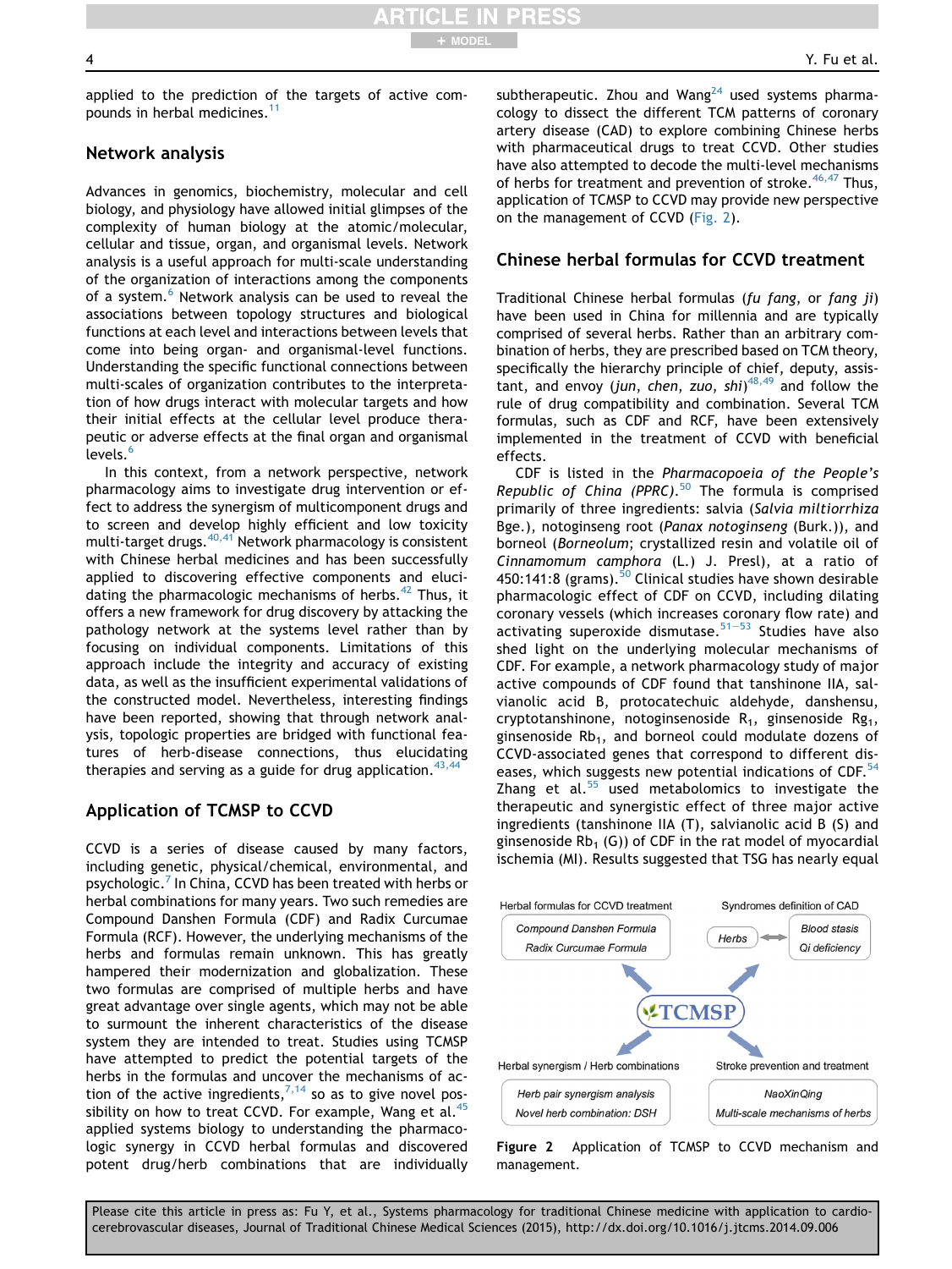applied to the prediction of the targets of active compounds in herbal medicines.[11]

## Network analysis

Advances in genomics, biochemistry, molecular and cell biology, and physiology have allowed initial glimpses of the complexity of human biology at the atomic/molecular, cellular and tissue, organ, and organismal levels. Network analysis is a useful approach for multi-scale understanding of the organization of interactions among the components of a system.[6] Network analysis can be used to reveal the associations between topology structures and biological functions at each level and interactions between levels that come into being organ- and organismal-level functions. Understanding the specific functional connections between multi-scales of organization contributes to the interpretation of how drugs interact with molecular targets and how their initial effects at the cellular level produce therapeutic or adverse effects at the final organ and organismal levels.[6]

In this context, from a network perspective, network pharmacology aims to investigate drug intervention or effect to address the synergism of multicomponent drugs and to screen and develop highly efficient and low toxicity multi-target drugs.[40,41] Network pharmacology is consistent with Chinese herbal medicines and has been successfully applied to discovering effective components and elucidating the pharmacologic mechanisms of herbs.[42] Thus, it offers a new framework for drug discovery by attacking the pathology network at the systems level rather than by focusing on individual components. Limitations of this approach include the integrity and accuracy of existing data, as well as the insufficient experimental validations of the constructed model. Nevertheless, interesting findings have been reported, showing that through network analysis, topologic properties are bridged with functional features of herb-disease connections, thus elucidating therapies and serving as a guide for drug application.[43,44]

## Application of TCMSP to CCVD

CCVD is a series of disease caused by many factors, including genetic, physical/chemical, environmental, and psychologic.[7] In China, CCVD has been treated with herbs or herbal combinations for many years. Two such remedies are Compound Danshen Formula (CDF) and Radix Curcumae Formula (RCF). However, the underlying mechanisms of the herbs and formulas remain unknown. This has greatly hampered their modernization and globalization. These two formulas are comprised of multiple herbs and have great advantage over single agents, which may not be able to surmount the inherent characteristics of the disease system they are intended to treat. Studies using TCMSP have attempted to predict the potential targets of the herbs in the formulas and uncover the mechanisms of action of the active ingredients,[7,14] so as to give novel possibility on how to treat CCVD. For example, Wang et al.[45] applied systems biology to understanding the pharmacologic synergy in CCVD herbal formulas and discovered potent drug/herb combinations that are individually subtherapeutic. Zhou and Wang[24] used systems pharmacology to dissect the different TCM patterns of coronary artery disease (CAD) to explore combining Chinese herbs with pharmaceutical drugs to treat CCVD. Other studies have also attempted to decode the multi-level mechanisms of herbs for treatment and prevention of stroke.[46,47] Thus, application of TCMSP to CCVD may provide new perspective on the management of CCVD (Fig. 2).

## Chinese herbal formulas for CCVD treatment

Traditional Chinese herbal formulas (*fu fang*, or *fang ji*) have been used in China for millennia and are typically comprised of several herbs. Rather than an arbitrary combination of herbs, they are prescribed based on TCM theory, specifically the hierarchy principle of chief, deputy, assistant, and envoy (*jun*, *chen*, *zuo*, *shi*)[48,49] and follow the rule of drug compatibility and combination. Several TCM formulas, such as CDF and RCF, have been extensively implemented in the treatment of CCVD with beneficial effects.

CDF is listed in the *Pharmacopoeia of the People's Republic of China (PPRC)*.[50] The formula is comprised primarily of three ingredients: salvia (*Salvia miltiorrhiza* Bge.), notoginseng root (*Panax notoginseng* (Burk.)), and borneol (*Borneolum*; crystallized resin and volatile oil of *Cinnamomum camphora* (L.) J. Presl), at a ratio of 450:141:8 (grams).[50] Clinical studies have shown desirable pharmacologic effect of CDF on CCVD, including dilating coronary vessels (which increases coronary flow rate) and activating superoxide dismutase.[51–53] Studies have also shed light on the underlying molecular mechanisms of CDF. For example, a network pharmacology study of major active compounds of CDF found that tanshinone IIA, salvianolic acid B, protocatechuic aldehyde, danshensu, cryptotanshinone, notoginsenoside $R_1$, ginsenoside $Rg_1$, ginsenoside $Rb_1$, and borneol could modulate dozens of CCVD-associated genes that correspond to different diseases, which suggests new potential indications of CDF.[54] Zhang et al.[55] used metabolomics to investigate the therapeutic and synergistic effect of three major active ingredients (tanshinone IIA (T), salvianolic acid B (S) and ginsenoside $Rb_1$ (G)) of CDF in the rat model of myocardial ischemia (MI). Results suggested that TSG has nearly equal

Herbal formulas for CCVD treatment: Compound Danshen Formula; Radix Curcumae Formula

Syndromes definition of CAD: Herbs ↔ Blood stasis; Qi deficiency

TCMSP

Herbal synergism / Herb combinations: Herb pair synergism analysis; Novel herb combination: DSH

Stroke prevention and treatment: NaoXinQing; Multi-scale mechanisms of herbs

Figure 2 Application of TCMSP to CCVD mechanism and management.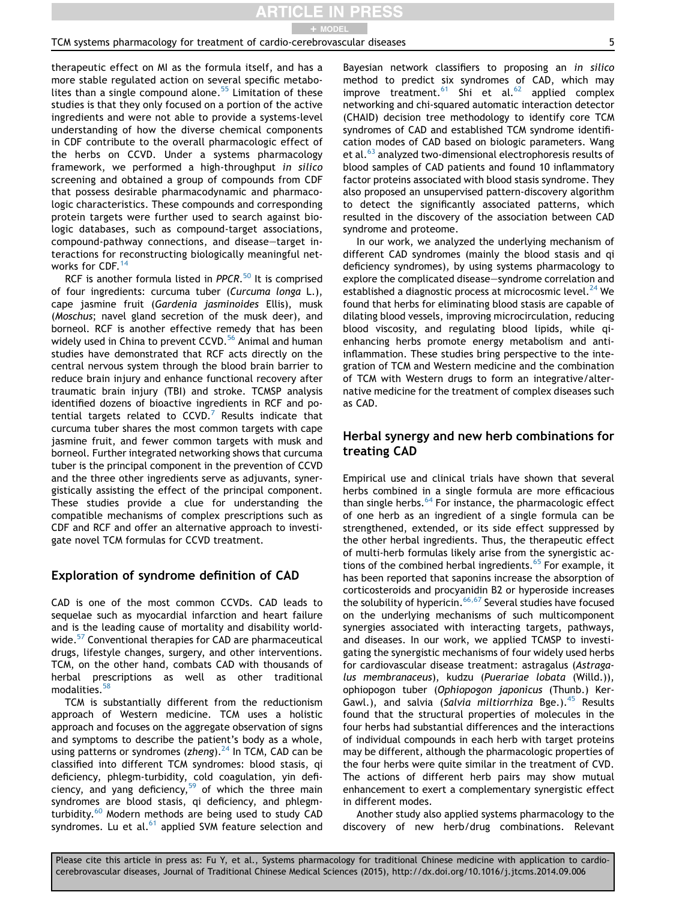therapeutic effect on MI as the formula itself, and has a more stable regulated action on several specific metabolites than a single compound alone.[55] Limitation of these studies is that they only focused on a portion of the active ingredients and were not able to provide a systems-level understanding of how the diverse chemical components in CDF contribute to the overall pharmacologic effect of the herbs on CCVD. Under a systems pharmacology framework, we performed a high-throughput *in silico* screening and obtained a group of compounds from CDF that possess desirable pharmacodynamic and pharmacologic characteristics. These compounds and corresponding protein targets were further used to search against biologic databases, such as compound-target associations, compound-pathway connections, and disease–target interactions for reconstructing biologically meaningful networks for CDF.[14]

RCF is another formula listed in *PPCR*.[50] It is comprised of four ingredients: curcuma tuber (*Curcuma longa* L.), cape jasmine fruit (*Gardenia jasminoides* Ellis), musk (*Moschus*; navel gland secretion of the musk deer), and borneol. RCF is another effective remedy that has been widely used in China to prevent CCVD.[56] Animal and human studies have demonstrated that RCF acts directly on the central nervous system through the blood brain barrier to reduce brain injury and enhance functional recovery after traumatic brain injury (TBI) and stroke. TCMSP analysis identified dozens of bioactive ingredients in RCF and potential targets related to CCVD.[7] Results indicate that curcuma tuber shares the most common targets with cape jasmine fruit, and fewer common targets with musk and borneol. Further integrated networking shows that curcuma tuber is the principal component in the prevention of CCVD and the three other ingredients serve as adjuvants, synergistically assisting the effect of the principal component. These studies provide a clue for understanding the compatible mechanisms of complex prescriptions such as CDF and RCF and offer an alternative approach to investigate novel TCM formulas for CCVD treatment.

## Exploration of syndrome definition of CAD

CAD is one of the most common CCVDs. CAD leads to sequelae such as myocardial infarction and heart failure and is the leading cause of mortality and disability worldwide.[57] Conventional therapies for CAD are pharmaceutical drugs, lifestyle changes, surgery, and other interventions. TCM, on the other hand, combats CAD with thousands of herbal prescriptions as well as other traditional modalities.[58]

TCM is substantially different from the reductionism approach of Western medicine. TCM uses a holistic approach and focuses on the aggregate observation of signs and symptoms to describe the patient's body as a whole, using patterns or syndromes (*zheng*).[24] In TCM, CAD can be classified into different TCM syndromes: blood stasis, qi deficiency, phlegm-turbidity, cold coagulation, yin deficiency, and yang deficiency,[59] of which the three main syndromes are blood stasis, qi deficiency, and phlegm-turbidity.[60] Modern methods are being used to study CAD syndromes. Lu et al.[61] applied SVM feature selection and Bayesian network classifiers to proposing an *in silico* method to predict six syndromes of CAD, which may improve treatment.[61] Shi et al.[62] applied complex networking and chi-squared automatic interaction detector (CHAID) decision tree methodology to identify core TCM syndromes of CAD and established TCM syndrome identification modes of CAD based on biologic parameters. Wang et al.[63] analyzed two-dimensional electrophoresis results of blood samples of CAD patients and found 10 inflammatory factor proteins associated with blood stasis syndrome. They also proposed an unsupervised pattern-discovery algorithm to detect the significantly associated patterns, which resulted in the discovery of the association between CAD syndrome and proteome.

In our work, we analyzed the underlying mechanism of different CAD syndromes (mainly the blood stasis and qi deficiency syndromes), by using systems pharmacology to explore the complicated disease–syndrome correlation and established a diagnostic process at microcosmic level.[24] We found that herbs for eliminating blood stasis are capable of dilating blood vessels, improving microcirculation, reducing blood viscosity, and regulating blood lipids, while qi-enhancing herbs promote energy metabolism and anti-inflammation. These studies bring perspective to the integration of TCM and Western medicine and the combination of TCM with Western drugs to form an integrative/alternative medicine for the treatment of complex diseases such as CAD.

## Herbal synergy and new herb combinations for treating CAD

Empirical use and clinical trials have shown that several herbs combined in a single formula are more efficacious than single herbs.[64] For instance, the pharmacologic effect of one herb as an ingredient of a single formula can be strengthened, extended, or its side effect suppressed by the other herbal ingredients. Thus, the therapeutic effect of multi-herb formulas likely arise from the synergistic actions of the combined herbal ingredients.[65] For example, it has been reported that saponins increase the absorption of corticosteroids and procyanidin B2 or hyperoside increases the solubility of hypericin.[66,67] Several studies have focused on the underlying mechanisms of such multicomponent synergies associated with interacting targets, pathways, and diseases. In our work, we applied TCMSP to investigating the synergistic mechanisms of four widely used herbs for cardiovascular disease treatment: astragalus (*Astragalus membranaceus*), kudzu (*Puerariae lobata* (Willd.)), ophiopogon tuber (*Ophiopogon japonicus* (Thunb.) Ker-Gawl.), and salvia (*Salvia miltiorrhiza* Bge.).[45] Results found that the structural properties of molecules in the four herbs had substantial differences and the interactions of individual compounds in each herb with target proteins may be different, although the pharmacologic properties of the four herbs were quite similar in the treatment of CVD. The actions of different herb pairs may show mutual enhancement to exert a complementary synergistic effect in different modes.

Another study also applied systems pharmacology to the discovery of new herb/drug combinations. Relevant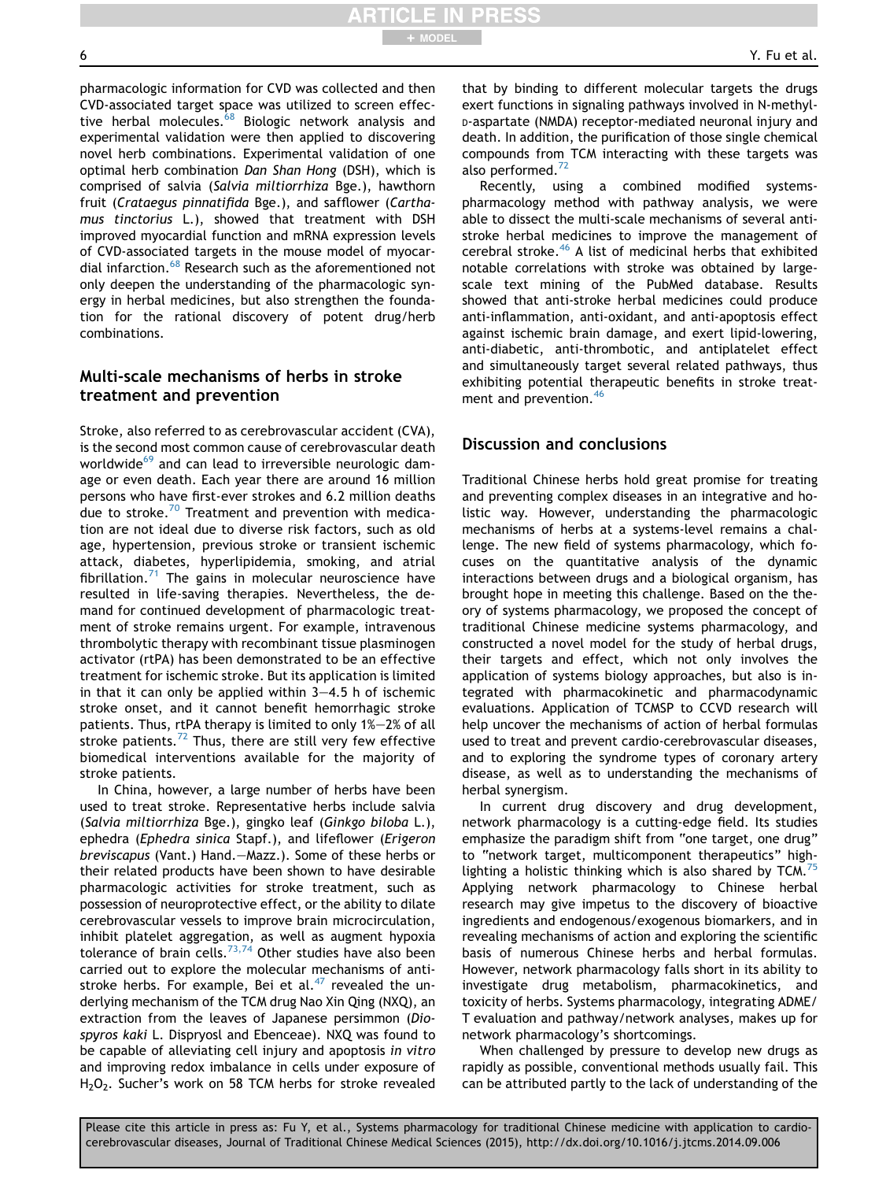pharmacologic information for CVD was collected and then CVD-associated target space was utilized to screen effective herbal molecules.[68] Biologic network analysis and experimental validation were then applied to discovering novel herb combinations. Experimental validation of one optimal herb combination *Dan Shan Hong* (DSH), which is comprised of salvia (*Salvia miltiorrhiza* Bge.), hawthorn fruit (*Crataegus pinnatifida* Bge.), and safflower (*Carthamus tinctorius* L.), showed that treatment with DSH improved myocardial function and mRNA expression levels of CVD-associated targets in the mouse model of myocardial infarction.[68] Research such as the aforementioned not only deepen the understanding of the pharmacologic synergy in herbal medicines, but also strengthen the foundation for the rational discovery of potent drug/herb combinations.

## Multi-scale mechanisms of herbs in stroke treatment and prevention

Stroke, also referred to as cerebrovascular accident (CVA), is the second most common cause of cerebrovascular death worldwide[69] and can lead to irreversible neurologic damage or even death. Each year there are around 16 million persons who have first-ever strokes and 6.2 million deaths due to stroke.[70] Treatment and prevention with medication are not ideal due to diverse risk factors, such as old age, hypertension, previous stroke or transient ischemic attack, diabetes, hyperlipidemia, smoking, and atrial fibrillation.[71] The gains in molecular neuroscience have resulted in life-saving therapies. Nevertheless, the demand for continued development of pharmacologic treatment of stroke remains urgent. For example, intravenous thrombolytic therapy with recombinant tissue plasminogen activator (rtPA) has been demonstrated to be an effective treatment for ischemic stroke. But its application is limited in that it can only be applied within 3–4.5 h of ischemic stroke onset, and it cannot benefit hemorrhagic stroke patients. Thus, rtPA therapy is limited to only 1%–2% of all stroke patients.[72] Thus, there are still very few effective biomedical interventions available for the majority of stroke patients.

In China, however, a large number of herbs have been used to treat stroke. Representative herbs include salvia (*Salvia miltiorrhiza* Bge.), gingko leaf (*Ginkgo biloba* L.), ephedra (*Ephedra sinica* Stapf.), and lifeflower (*Erigeron breviscapus* (Vant.) Hand.–Mazz.). Some of these herbs or their related products have been shown to have desirable pharmacologic activities for stroke treatment, such as possession of neuroprotective effect, or the ability to dilate cerebrovascular vessels to improve brain microcirculation, inhibit platelet aggregation, as well as augment hypoxia tolerance of brain cells.[73,74] Other studies have also been carried out to explore the molecular mechanisms of anti-stroke herbs. For example, Bei et al.[47] revealed the underlying mechanism of the TCM drug Nao Xin Qing (NXQ), an extraction from the leaves of Japanese persimmon (*Diospyros kaki* L. Dispryosl and Ebenceae). NXQ was found to be capable of alleviating cell injury and apoptosis *in vitro* and improving redox imbalance in cells under exposure of $H_2O_2$. Sucher's work on 58 TCM herbs for stroke revealed that by binding to different molecular targets the drugs exert functions in signaling pathways involved in N-methyl-D-aspartate (NMDA) receptor-mediated neuronal injury and death. In addition, the purification of those single chemical compounds from TCM interacting with these targets was also performed.[72]

Recently, using a combined modified systems-pharmacology method with pathway analysis, we were able to dissect the multi-scale mechanisms of several anti-stroke herbal medicines to improve the management of cerebral stroke.[46] A list of medicinal herbs that exhibited notable correlations with stroke was obtained by large-scale text mining of the PubMed database. Results showed that anti-stroke herbal medicines could produce anti-inflammation, anti-oxidant, and anti-apoptosis effect against ischemic brain damage, and exert lipid-lowering, anti-diabetic, anti-thrombotic, and antiplatelet effect and simultaneously target several related pathways, thus exhibiting potential therapeutic benefits in stroke treatment and prevention.[46]

## Discussion and conclusions

Traditional Chinese herbs hold great promise for treating and preventing complex diseases in an integrative and holistic way. However, understanding the pharmacologic mechanisms of herbs at a systems-level remains a challenge. The new field of systems pharmacology, which focuses on the quantitative analysis of the dynamic interactions between drugs and a biological organism, has brought hope in meeting this challenge. Based on the theory of systems pharmacology, we proposed the concept of traditional Chinese medicine systems pharmacology, and constructed a novel model for the study of herbal drugs, their targets and effect, which not only involves the application of systems biology approaches, but also is integrated with pharmacokinetic and pharmacodynamic evaluations. Application of TCMSP to CCVD research will help uncover the mechanisms of action of herbal formulas used to treat and prevent cardio-cerebrovascular diseases, and to exploring the syndrome types of coronary artery disease, as well as to understanding the mechanisms of herbal synergism.

In current drug discovery and drug development, network pharmacology is a cutting-edge field. Its studies emphasize the paradigm shift from "one target, one drug" to "network target, multicomponent therapeutics" highlighting a holistic thinking which is also shared by TCM.[75] Applying network pharmacology to Chinese herbal research may give impetus to the discovery of bioactive ingredients and endogenous/exogenous biomarkers, and in revealing mechanisms of action and exploring the scientific basis of numerous Chinese herbs and herbal formulas. However, network pharmacology falls short in its ability to investigate drug metabolism, pharmacokinetics, and toxicity of herbs. Systems pharmacology, integrating ADME/T evaluation and pathway/network analyses, makes up for network pharmacology's shortcomings.

When challenged by pressure to develop new drugs as rapidly as possible, conventional methods usually fail. This can be attributed partly to the lack of understanding of the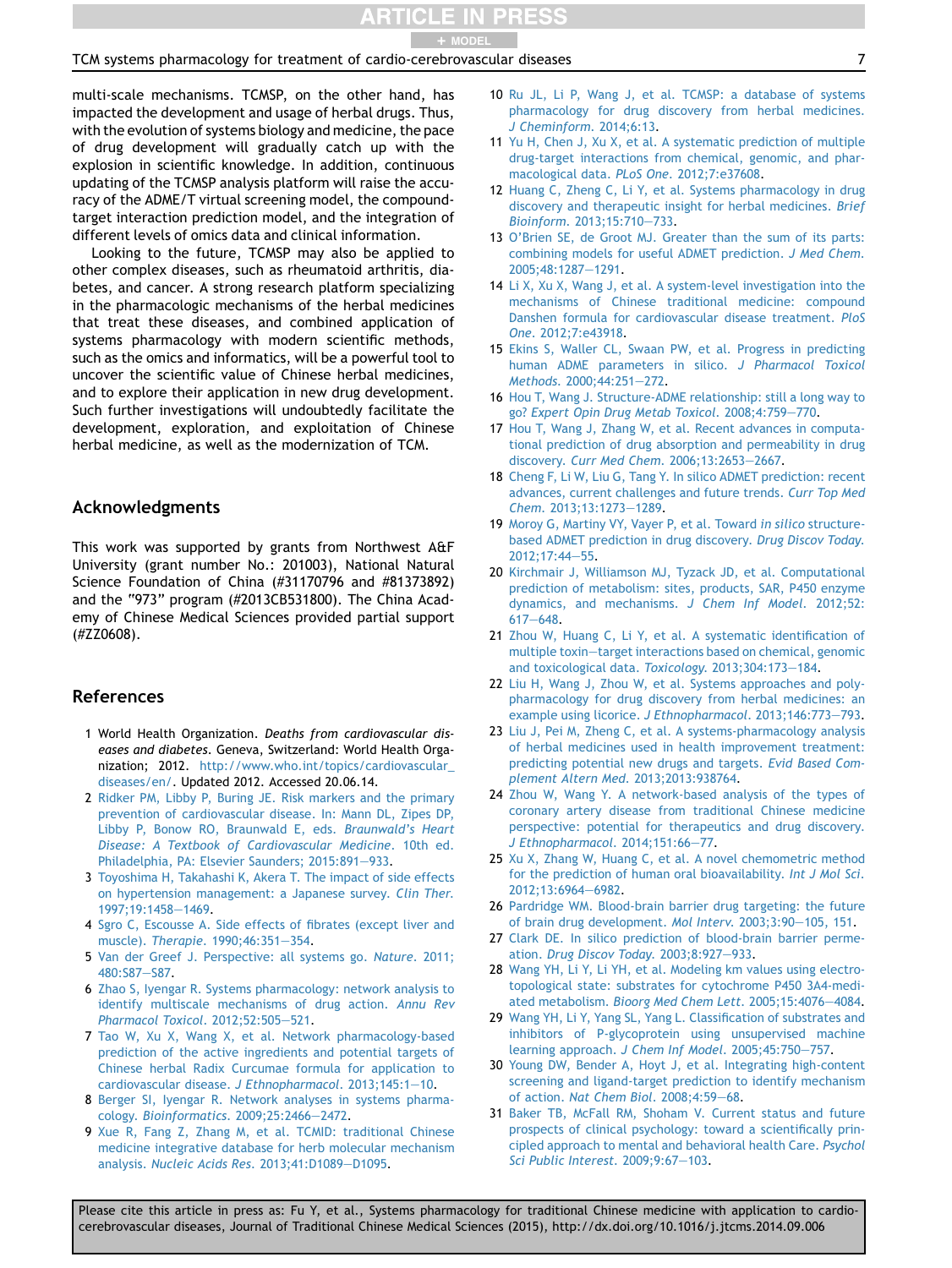multi-scale mechanisms. TCMSP, on the other hand, has impacted the development and usage of herbal drugs. Thus, with the evolution of systems biology and medicine, the pace of drug development will gradually catch up with the explosion in scientific knowledge. In addition, continuous updating of the TCMSP analysis platform will raise the accuracy of the ADME/T virtual screening model, the compound-target interaction prediction model, and the integration of different levels of omics data and clinical information.

Looking to the future, TCMSP may also be applied to other complex diseases, such as rheumatoid arthritis, diabetes, and cancer. A strong research platform specializing in the pharmacologic mechanisms of the herbal medicines that treat these diseases, and combined application of systems pharmacology with modern scientific methods, such as the omics and informatics, will be a powerful tool to uncover the scientific value of Chinese herbal medicines, and to explore their application in new drug development. Such further investigations will undoubtedly facilitate the development, exploration, and exploitation of Chinese herbal medicine, as well as the modernization of TCM.

## Acknowledgments

This work was supported by grants from Northwest A&F University (grant number No.: 201003), National Natural Science Foundation of China (#31170796 and #81373892) and the "973" program (#2013CB531800). The China Academy of Chinese Medical Sciences provided partial support (#ZZ0608).

## References

1. World Health Organization. *Deaths from cardiovascular diseases and diabetes*. Geneva, Switzerland: World Health Organization; 2012. http://www.who.int/topics/cardiovascular_diseases/en/. Updated 2012. Accessed 20.06.14.
2. Ridker PM, Libby P, Buring JE. Risk markers and the primary prevention of cardiovascular disease. In: Mann DL, Zipes DP, Libby P, Bonow RO, Braunwald E, eds. *Braunwald's Heart Disease: A Textbook of Cardiovascular Medicine*. 10th ed. Philadelphia, PA: Elsevier Saunders; 2015:891–933.
3. Toyoshima H, Takahashi K, Akera T. The impact of side effects on hypertension management: a Japanese survey. *Clin Ther*. 1997;19:1458–1469.
4. Sgro C, Escousse A. Side effects of fibrates (except liver and muscle). *Therapie*. 1990;46:351–354.
5. Van der Greef J. Perspective: all systems go. *Nature*. 2011;480:S87–S87.
6. Zhao S, Iyengar R. Systems pharmacology: network analysis to identify multiscale mechanisms of drug action. *Annu Rev Pharmacol Toxicol*. 2012;52:505–521.
7. Tao W, Xu X, Wang X, et al. Network pharmacology-based prediction of the active ingredients and potential targets of Chinese herbal Radix Curcumae formula for application to cardiovascular disease. *J Ethnopharmacol*. 2013;145:1–10.
8. Berger SI, Iyengar R. Network analyses in systems pharmacology. *Bioinformatics*. 2009;25:2466–2472.
9. Xue R, Fang Z, Zhang M, et al. TCMID: traditional Chinese medicine integrative database for herb molecular mechanism analysis. *Nucleic Acids Res*. 2013;41:D1089–D1095.
10. Ru JL, Li P, Wang J, et al. TCMSP: a database of systems pharmacology for drug discovery from herbal medicines. *J Cheminform*. 2014;6:13.
11. Yu H, Chen J, Xu X, et al. A systematic prediction of multiple drug-target interactions from chemical, genomic, and pharmacological data. *PLoS One*. 2012;7:e37608.
12. Huang C, Zheng C, Li Y, et al. Systems pharmacology in drug discovery and therapeutic insight for herbal medicines. *Brief Bioinform*. 2013;15:710–733.
13. O'Brien SE, de Groot MJ. Greater than the sum of its parts: combining models for useful ADMET prediction. *J Med Chem*. 2005;48:1287–1291.
14. Li X, Xu X, Wang J, et al. A system-level investigation into the mechanisms of Chinese traditional medicine: compound Danshen formula for cardiovascular disease treatment. *PloS One*. 2012;7:e43918.
15. Ekins S, Waller CL, Swaan PW, et al. Progress in predicting human ADME parameters in silico. *J Pharmacol Toxicol Methods*. 2000;44:251–272.
16. Hou T, Wang J. Structure-ADME relationship: still a long way to go? *Expert Opin Drug Metab Toxicol*. 2008;4:759–770.
17. Hou T, Wang J, Zhang W, et al. Recent advances in computational prediction of drug absorption and permeability in drug discovery. *Curr Med Chem*. 2006;13:2653–2667.
18. Cheng F, Li W, Liu G, Tang Y. In silico ADMET prediction: recent advances, current challenges and future trends. *Curr Top Med Chem*. 2013;13:1273–1289.
19. Moroy G, Martiny VY, Vayer P, et al. Toward *in silico* structure-based ADMET prediction in drug discovery. *Drug Discov Today*. 2012;17:44–55.
20. Kirchmair J, Williamson MJ, Tyzack JD, et al. Computational prediction of metabolism: sites, products, SAR, P450 enzyme dynamics, and mechanisms. *J Chem Inf Model*. 2012;52:617–648.
21. Zhou W, Huang C, Li Y, et al. A systematic identification of multiple toxin–target interactions based on chemical, genomic and toxicological data. *Toxicology*. 2013;304:173–184.
22. Liu H, Wang J, Zhou W, et al. Systems approaches and polypharmacology for drug discovery from herbal medicines: an example using licorice. *J Ethnopharmacol*. 2013;146:773–793.
23. Liu J, Pei M, Zheng C, et al. A systems-pharmacology analysis of herbal medicines used in health improvement treatment: predicting potential new drugs and targets. *Evid Based Complement Altern Med*. 2013;2013:938764.
24. Zhou W, Wang Y. A network-based analysis of the types of coronary artery disease from traditional Chinese medicine perspective: potential for therapeutics and drug discovery. *J Ethnopharmacol*. 2014;151:66–77.
25. Xu X, Zhang W, Huang C, et al. A novel chemometric method for the prediction of human oral bioavailability. *Int J Mol Sci*. 2012;13:6964–6982.
26. Pardridge WM. Blood-brain barrier drug targeting: the future of brain drug development. *Mol Interv*. 2003;3:90–105, 151.
27. Clark DE. In silico prediction of blood-brain barrier permeation. *Drug Discov Today*. 2003;8:927–933.
28. Wang YH, Li Y, Li YH, et al. Modeling km values using electrotopological state: substrates for cytochrome P450 3A4-mediated metabolism. *Bioorg Med Chem Lett*. 2005;15:4076–4084.
29. Wang YH, Li Y, Yang SL, Yang L. Classification of substrates and inhibitors of P-glycoprotein using unsupervised machine learning approach. *J Chem Inf Model*. 2005;45:750–757.
30. Young DW, Bender A, Hoyt J, et al. Integrating high-content screening and ligand-target prediction to identify mechanism of action. *Nat Chem Biol*. 2008;4:59–68.
31. Baker TB, McFall RM, Shoham V. Current status and future prospects of clinical psychology: toward a scientifically principled approach to mental and behavioral health Care. *Psychol Sci Public Interest*. 2009;9:67–103.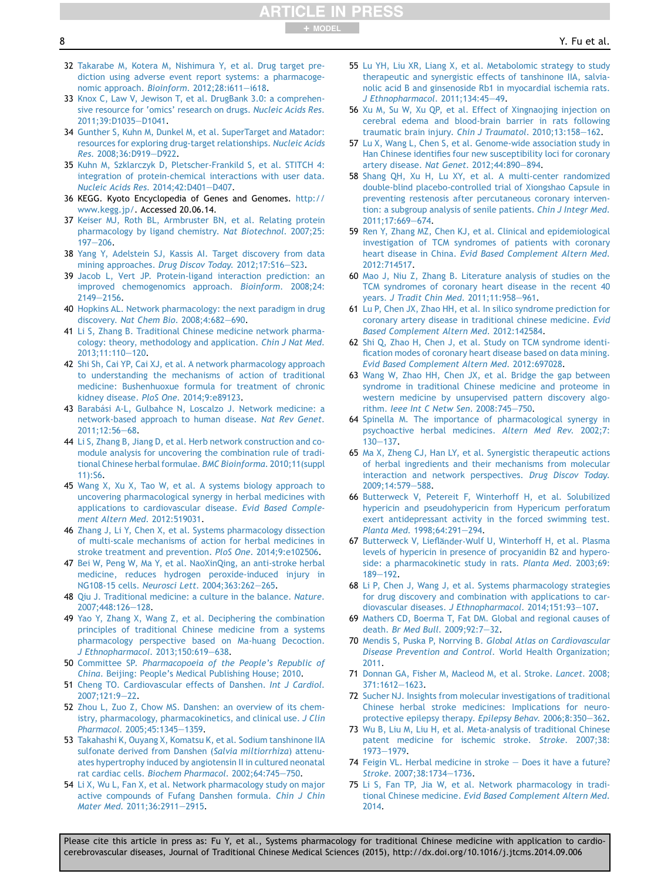32 Takarabe M, Kotera M, Nishimura Y, et al. Drug target prediction using adverse event report systems: a pharmacogenomic approach. *Bioinform*. 2012;28:i611—i618.

33 Knox C, Law V, Jewison T, et al. DrugBank 3.0: a comprehensive resource for 'omics' research on drugs. *Nucleic Acids Res*. 2011;39:D1035—D1041.

34 Gunther S, Kuhn M, Dunkel M, et al. SuperTarget and Matador: resources for exploring drug-target relationships. *Nucleic Acids Res*. 2008;36:D919—D922.

35 Kuhn M, Szklarczyk D, Pletscher-Frankild S, et al. STITCH 4: integration of protein-chemical interactions with user data. *Nucleic Acids Res*. 2014;42:D401—D407.

36 KEGG. Kyoto Encyclopedia of Genes and Genomes. http://www.kegg.jp/. Accessed 20.06.14.

37 Keiser MJ, Roth BL, Armbruster BN, et al. Relating protein pharmacology by ligand chemistry. *Nat Biotechnol*. 2007;25:197—206.

38 Yang Y, Adelstein SJ, Kassis AI. Target discovery from data mining approaches. *Drug Discov Today*. 2012;17:S16—S23.

39 Jacob L, Vert JP. Protein-ligand interaction prediction: an improved chemogenomics approach. *Bioinform*. 2008;24:2149—2156.

40 Hopkins AL. Network pharmacology: the next paradigm in drug discovery. *Nat Chem Bio*. 2008;4:682—690.

41 Li S, Zhang B. Traditional Chinese medicine network pharmacology: theory, methodology and application. *Chin J Nat Med*. 2013;11:110—120.

42 Shi Sh, Cai YP, Cai XJ, et al. A network pharmacology approach to understanding the mechanisms of action of traditional medicine: Bushenhuoxue formula for treatment of chronic kidney disease. *PloS One*. 2014;9:e89123.

43 Barabási A-L, Gulbahce N, Loscalzo J. Network medicine: a network-based approach to human disease. *Nat Rev Genet*. 2011;12:56—68.

44 Li S, Zhang B, Jiang D, et al. Herb network construction and co-module analysis for uncovering the combination rule of traditional Chinese herbal formulae. *BMC Bioinforma*. 2010;11(suppl 11):S6.

45 Wang X, Xu X, Tao W, et al. A systems biology approach to uncovering pharmacological synergy in herbal medicines with applications to cardiovascular disease. *Evid Based Complement Altern Med*. 2012:519031.

46 Zhang J, Li Y, Chen X, et al. Systems pharmacology dissection of multi-scale mechanisms of action for herbal medicines in stroke treatment and prevention. *PloS One*. 2014;9:e102506.

47 Bei W, Peng W, Ma Y, et al. NaoXinQing, an anti-stroke herbal medicine, reduces hydrogen peroxide-induced injury in NG108-15 cells. *Neurosci Lett*. 2004;363:262—265.

48 Qiu J. Traditional medicine: a culture in the balance. *Nature*. 2007;448:126—128.

49 Yao Y, Zhang X, Wang Z, et al. Deciphering the combination principles of traditional Chinese medicine from a systems pharmacology perspective based on Ma-huang Decoction. *J Ethnopharmacol*. 2013;150:619—638.

50 Committee SP. *Pharmacopoeia of the People's Republic of China*. Beijing: People's Medical Publishing House; 2010.

51 Cheng TO. Cardiovascular effects of Danshen. *Int J Cardiol*. 2007;121:9—22.

52 Zhou L, Zuo Z, Chow MS. Danshen: an overview of its chemistry, pharmacology, pharmacokinetics, and clinical use. *J Clin Pharmacol*. 2005;45:1345—1359.

53 Takahashi K, Ouyang X, Komatsu K, et al. Sodium tanshinone IIA sulfonate derived from Danshen (*Salvia miltiorrhiza*) attenuates hypertrophy induced by angiotensin II in cultured neonatal rat cardiac cells. *Biochem Pharmacol*. 2002;64:745—750.

54 Li X, Wu L, Fan X, et al. Network pharmacology study on major active compounds of Fufang Danshen formula. *Chin J Chin Mater Med*. 2011;36:2911—2915.

55 Lu YH, Liu XR, Liang X, et al. Metabolomic strategy to study therapeutic and synergistic effects of tanshinone IIA, salvianolic acid B and ginsenoside Rb1 in myocardial ischemia rats. *J Ethnopharmacol*. 2011;134:45—49.

56 Xu M, Su W, Xu QP, et al. Effect of Xingnaojing injection on cerebral edema and blood-brain barrier in rats following traumatic brain injury. *Chin J Traumatol*. 2010;13:158—162.

57 Lu X, Wang L, Chen S, et al. Genome-wide association study in Han Chinese identifies four new susceptibility loci for coronary artery disease. *Nat Genet*. 2012;44:890—894.

58 Shang QH, Xu H, Lu XY, et al. A multi-center randomized double-blind placebo-controlled trial of Xiongshao Capsule in preventing restenosis after percutaneous coronary intervention: a subgroup analysis of senile patients. *Chin J Integr Med*. 2011;17:669—674.

59 Ren Y, Zhang MZ, Chen KJ, et al. Clinical and epidemiological investigation of TCM syndromes of patients with coronary heart disease in China. *Evid Based Complement Altern Med*. 2012:714517.

60 Mao J, Niu Z, Zhang B. Literature analysis of studies on the TCM syndromes of coronary heart disease in the recent 40 years. *J Tradit Chin Med*. 2011;11:958—961.

61 Lu P, Chen JX, Zhao HH, et al. In silico syndrome prediction for coronary artery disease in traditional chinese medicine. *Evid Based Complement Altern Med*. 2012:142584.

62 Shi Q, Zhao H, Chen J, et al. Study on TCM syndrome identification modes of coronary heart disease based on data mining. *Evid Based Complement Altern Med*. 2012:697028.

63 Wang W, Zhao HH, Chen JX, et al. Bridge the gap between syndrome in traditional Chinese medicine and proteome in western medicine by unsupervised pattern discovery algorithm. *Ieee Int C Netw Sen*. 2008:745—750.

64 Spinella M. The importance of pharmacological synergy in psychoactive herbal medicines. *Altern Med Rev*. 2002;7:130—137.

65 Ma X, Zheng CJ, Han LY, et al. Synergistic therapeutic actions of herbal ingredients and their mechanisms from molecular interaction and network perspectives. *Drug Discov Today*. 2009;14:579—588.

66 Butterweck V, Petereit F, Winterhoff H, et al. Solubilized hypericin and pseudohypericin from Hypericum perforatum exert antidepressant activity in the forced swimming test. *Planta Med*. 1998;64:291—294.

67 Butterweck V, Liefländer-Wulf U, Winterhoff H, et al. Plasma levels of hypericin in presence of procyanidin B2 and hyperoside: a pharmacokinetic study in rats. *Planta Med*. 2003;69:189—192.

68 Li P, Chen J, Wang J, et al. Systems pharmacology strategies for drug discovery and combination with applications to cardiovascular diseases. *J Ethnopharmacol*. 2014;151:93—107.

69 Mathers CD, Boerma T, Fat DM. Global and regional causes of death. *Br Med Bull*. 2009;92:7—32.

70 Mendis S, Puska P, Norrving B. *Global Atlas on Cardiovascular Disease Prevention and Control*. World Health Organization; 2011.

71 Donnan GA, Fisher M, Macleod M, et al. Stroke. *Lancet*. 2008;371:1612—1623.

72 Sucher NJ. Insights from molecular investigations of traditional Chinese herbal stroke medicines: Implications for neuroprotective epilepsy therapy. *Epilepsy Behav*. 2006;8:350—362.

73 Wu B, Liu M, Liu H, et al. Meta-analysis of traditional Chinese patent medicine for ischemic stroke. *Stroke*. 2007;38:1973—1979.

74 Feigin VL. Herbal medicine in stroke — Does it have a future? *Stroke*. 2007;38:1734—1736.

75 Li S, Fan TP, Jia W, et al. Network pharmacology in traditional Chinese medicine. *Evid Based Complement Altern Med*. 2014.

Please cite this article in press as: Fu Y, et al., Systems pharmacology for traditional Chinese medicine with application to cardio-cerebrovascular diseases, Journal of Traditional Chinese Medical Sciences (2015), http://dx.doi.org/10.1016/j.jtcms.2014.09.006